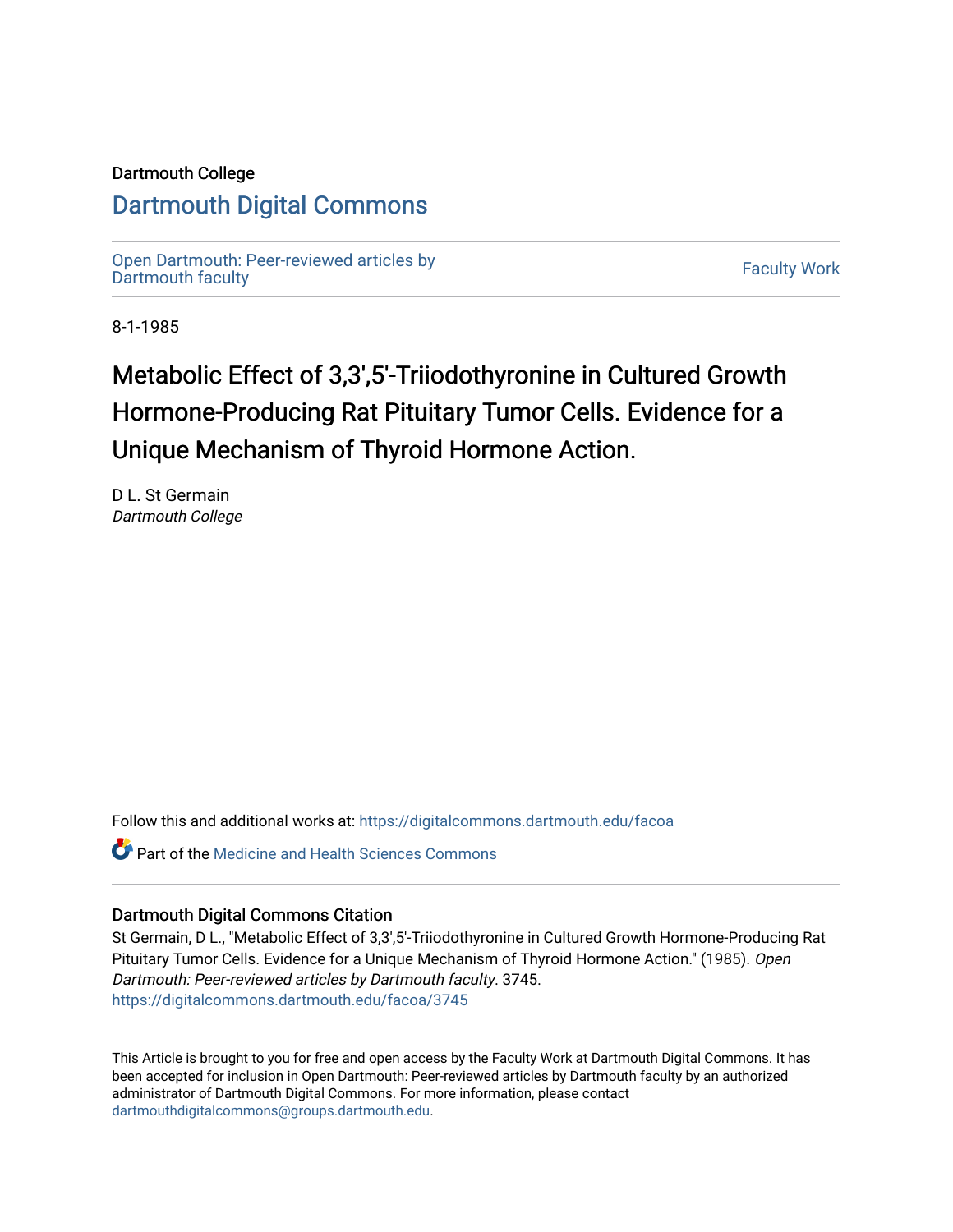Dartmouth College

# Dartmouth Digital Commons

Open Dartmouth: Peer-reviewed articles by Dartmouth faculty

Faculty Work

8-1-1985

# Metabolic Effect of 3,3',5'-Triiodothyronine in Cultured Growth Hormone-Producing Rat Pituitary Tumor Cells. Evidence for a Unique Mechanism of Thyroid Hormone Action.

D L. St Germain
*Dartmouth College*

Follow this and additional works at: https://digitalcommons.dartmouth.edu/facoa

Part of the Medicine and Health Sciences Commons

## Dartmouth Digital Commons Citation

St Germain, D L., "Metabolic Effect of 3,3',5'-Triiodothyronine in Cultured Growth Hormone-Producing Rat Pituitary Tumor Cells. Evidence for a Unique Mechanism of Thyroid Hormone Action." (1985). *Open Dartmouth: Peer-reviewed articles by Dartmouth faculty*. 3745.
https://digitalcommons.dartmouth.edu/facoa/3745

This Article is brought to you for free and open access by the Faculty Work at Dartmouth Digital Commons. It has been accepted for inclusion in Open Dartmouth: Peer-reviewed articles by Dartmouth faculty by an authorized administrator of Dartmouth Digital Commons. For more information, please contact dartmouthdigitalcommons@groups.dartmouth.edu.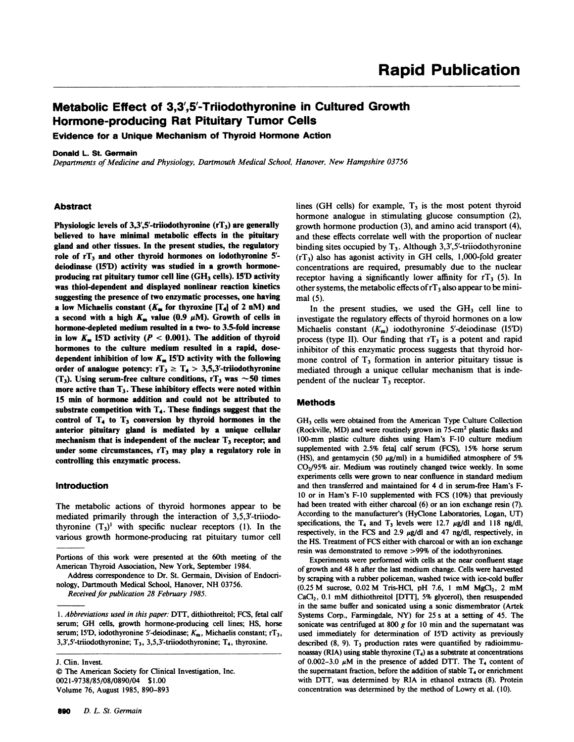Rapid Publication

# Metabolic Effect of 3,3',5'-Triiodothyronine in Cultured Growth Hormone-producing Rat Pituitary Tumor Cells

### Evidence for a Unique Mechanism of Thyroid Hormone Action

**Donald L. St. Germain**

*Departments of Medicine and Physiology, Dartmouth Medical School, Hanover, New Hampshire 03756*

## Abstract

Physiologic levels of 3,3',5'-triiodothyronine ($rT_3$) are generally believed to have minimal metabolic effects in the pituitary gland and other tissues. In the present studies, the regulatory role of $rT_3$ and other thyroid hormones on iodothyronine 5'-deiodinase (I5'D) activity was studied in a growth hormone-producing rat pituitary tumor cell line ($GH_3$ cells). I5'D activity was thiol-dependent and displayed nonlinear reaction kinetics suggesting the presence of two enzymatic processes, one having a low Michaelis constant ($K_m$ for thyroxine [$T_4$] of 2 nM) and a second with a high $K_m$ value (0.9 μM). Growth of cells in hormone-depleted medium resulted in a two- to 3.5-fold increase in low $K_m$ I5'D activity ($P < 0.001$). The addition of thyroid hormones to the culture medium resulted in a rapid, dose-dependent inhibition of low $K_m$ I5'D activity with the following order of analogue potency: $rT_3 \geq T_4 >$ 3,5,3'-triiodothyronine ($T_3$). Using serum-free culture conditions, $rT_3$ was ~50 times more active than $T_3$. These inhibitory effects were noted within 15 min of hormone addition and could not be attributed to substrate competition with $T_4$. These findings suggest that the control of $T_4$ to $T_3$ conversion by thyroid hormones in the anterior pituitary gland is mediated by a unique cellular mechanism that is independent of the nuclear $T_3$ receptor; and under some circumstances, $rT_3$ may play a regulatory role in controlling this enzymatic process.

## Introduction

The metabolic actions of thyroid hormones appear to be mediated primarily through the interaction of 3,5,3'-triiodothyronine ($T_3$)[1] with specific nuclear receptors (1). In the various growth hormone-producing rat pituitary tumor cell lines (GH cells) for example, $T_3$ is the most potent thyroid hormone analogue in stimulating glucose consumption (2), growth hormone production (3), and amino acid transport (4), and these effects correlate well with the proportion of nuclear binding sites occupied by $T_3$. Although 3,3',5'-triiodothyronine ($rT_3$) also has agonist activity in GH cells, 1,000-fold greater concentrations are required, presumably due to the nuclear receptor having a significantly lower affinity for $rT_3$ (5). In other systems, the metabolic effects of $rT_3$ also appear to be minimal (5).

In the present studies, we used the $GH_3$ cell line to investigate the regulatory effects of thyroid hormones on a low Michaelis constant ($K_m$) iodothyronine 5'-deiodinase (I5'D) process (type II). Our finding that $rT_3$ is a potent and rapid inhibitor of this enzymatic process suggests that thyroid hormone control of $T_3$ formation in anterior pituitary tissue is mediated through a unique cellular mechanism that is independent of the nuclear $T_3$ receptor.

Portions of this work were presented at the 60th meeting of the American Thyroid Association, New York, September 1984.

Address correspondence to Dr. St. Germain, Division of Endocrinology, Dartmouth Medical School, Hanover, NH 03756.

*Received for publication 28 February 1985.*

1. *Abbreviations used in this paper:* DTT, dithiothreitol; FCS, fetal calf serum; GH cells, growth hormone-producing cell lines; HS, horse serum; I5'D, iodothyronine 5'-deiodinase; $K_m$, Michaelis constant; $rT_3$, 3,3',5'-triiodothyronine; $T_3$, 3,5,3'-triiodothyronine; $T_4$, thyroxine.

J. Clin. Invest.
© The American Society for Clinical Investigation, Inc.
0021-9738/85/08/0890/04 $1.00
Volume 76, August 1985, 890-893

## Methods

$GH_3$ cells were obtained from the American Type Culture Collection (Rockville, MD) and were routinely grown in 75-cm² plastic flasks and 100-mm plastic culture dishes using Ham's F-10 culture medium supplemented with 2.5% fetal calf serum (FCS), 15% horse serum (HS), and gentamycin (50 μg/ml) in a humidified atmosphere of 5% $CO_2$/95% air. Medium was routinely changed twice weekly. In some experiments cells were grown to near confluence in standard medium and then transferred and maintained for 4 d in serum-free Ham's F-10 or in Ham's F-10 supplemented with FCS (10%) that previously had been treated with either charcoal (6) or an ion exchange resin (7). According to the manufacturer's (HyClone Laboratories, Logan, UT) specifications, the $T_4$ and $T_3$ levels were 12.7 μg/dl and 118 ng/dl, respectively, in the FCS and 2.9 μg/dl and 47 ng/dl, respectively, in the HS. Treatment of FCS either with charcoal or with an ion exchange resin was demonstrated to remove >99% of the iodothyronines.

Experiments were performed with cells at the near confluent stage of growth and 48 h after the last medium change. Cells were harvested by scraping with a rubber policeman, washed twice with ice-cold buffer (0.25 M sucrose, 0.02 M Tris-HCl, pH 7.6, 1 mM $MgCl_2$, 2 mM $CaCl_2$, 0.1 mM dithiothreitol [DTT], 5% glycerol), then resuspended in the same buffer and sonicated using a sonic dismembrator (Artek Systems Corp., Farmingdale, NY) for 25 s at a setting of 45. The sonicate was centrifuged at 800 g for 10 min and the supernatant was used immediately for determination of I5'D activity as previously described (8, 9). $T_3$ production rates were quantified by radioimmunoassay (RIA) using stable thyroxine ($T_4$) as a substrate at concentrations of 0.002–3.0 μM in the presence of added DTT. The $T_4$ content of the supernatant fraction, before the addition of stable $T_4$ or enrichment with DTT, was determined by RIA in ethanol extracts (8). Protein concentration was determined by the method of Lowry et al. (10).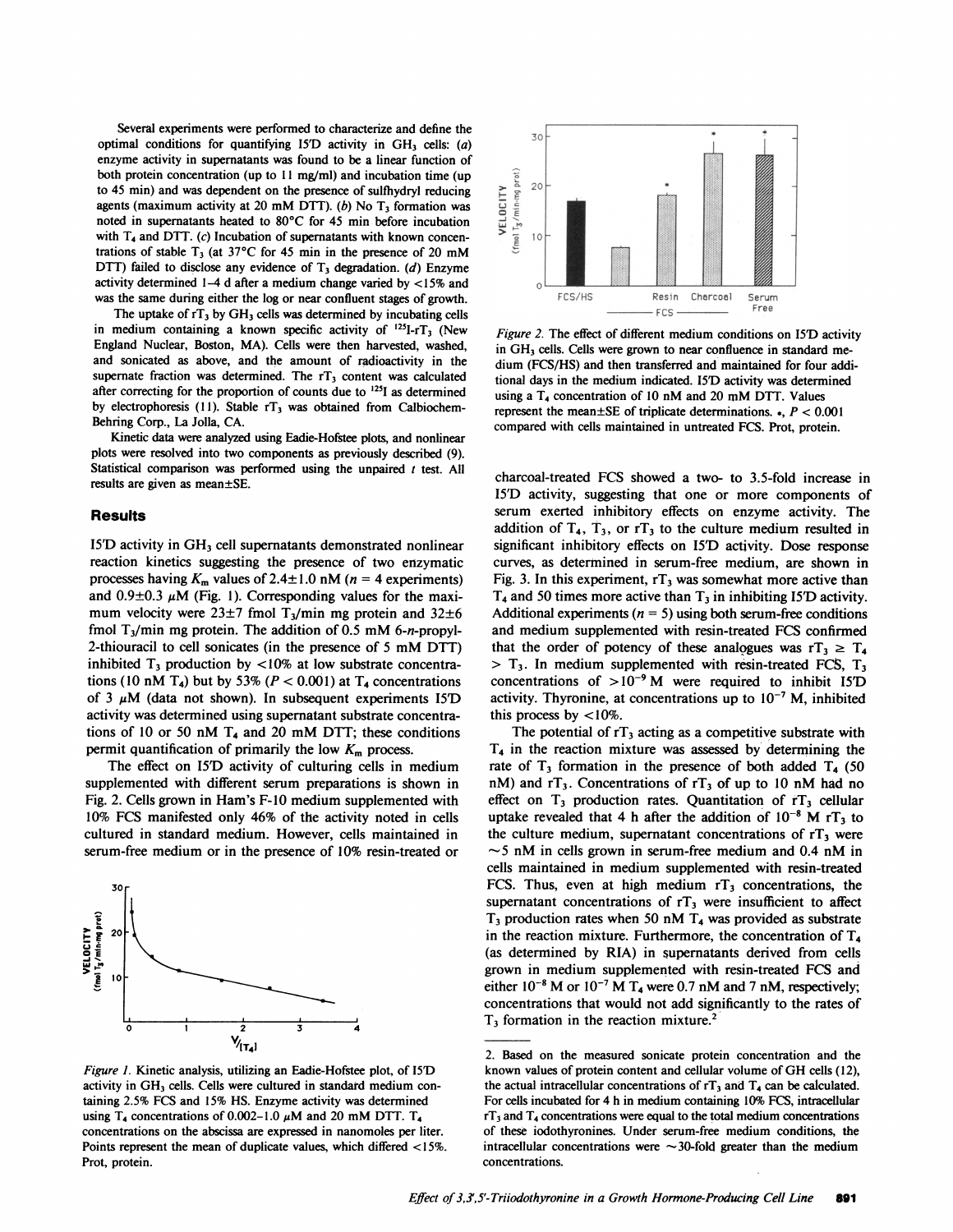Several experiments were performed to characterize and define the optimal conditions for quantifying I5′D activity in $GH_3$ cells: (a) enzyme activity in supernatants was found to be a linear function of both protein concentration (up to 11 mg/ml) and incubation time (up to 45 min) and was dependent on the presence of sulfhydryl reducing agents (maximum activity at 20 mM DTT). (b) No $T_3$ formation was noted in supernatants heated to 80°C for 45 min before incubation with $T_4$ and DTT. (c) Incubation of supernatants with known concentrations of stable $T_3$ (at 37°C for 45 min in the presence of 20 mM DTT) failed to disclose any evidence of $T_3$ degradation. (d) Enzyme activity determined 1–4 d after a medium change varied by <15% and was the same during either the log or near confluent stages of growth.

The uptake of $rT_3$ by $GH_3$ cells was determined by incubating cells in medium containing a known specific activity of $^{125}I$-$rT_3$ (New England Nuclear, Boston, MA). Cells were then harvested, washed, and sonicated as above, and the amount of radioactivity in the supernate fraction was determined. The $rT_3$ content was calculated after correcting for the proportion of counts due to $^{125}I$ as determined by electrophoresis (11). Stable $rT_3$ was obtained from Calbiochem-Behring Corp., La Jolla, CA.

Kinetic data were analyzed using Eadie-Hofstee plots, and nonlinear plots were resolved into two components as previously described (9). Statistical comparison was performed using the unpaired $t$ test. All results are given as mean±SE.

## Results

I5′D activity in $GH_3$ cell supernatants demonstrated nonlinear reaction kinetics suggesting the presence of two enzymatic processes having $K_m$ values of 2.4±1.0 nM ($n = 4$ experiments) and 0.9±0.3 μM (Fig. 1). Corresponding values for the maximum velocity were 23±7 fmol $T_3$/min mg protein and 32±6 fmol $T_3$/min mg protein. The addition of 0.5 mM 6-$n$-propyl-2-thiouracil to cell sonicates (in the presence of 5 mM DTT) inhibited $T_3$ production by <10% at low substrate concentrations (10 nM $T_4$) but by 53% ($P < 0.001$) at $T_4$ concentrations of 3 μM (data not shown). In subsequent experiments I5′D activity was determined using supernatant substrate concentrations of 10 or 50 nM $T_4$ and 20 mM DTT; these conditions permit quantification of primarily the low $K_m$ process.

The effect on I5′D activity of culturing cells in medium supplemented with different serum preparations is shown in Fig. 2. Cells grown in Ham's F-10 medium supplemented with 10% FCS manifested only 46% of the activity noted in cells cultured in standard medium. However, cells maintained in serum-free medium or in the presence of 10% resin-treated or charcoal-treated FCS showed a two- to 3.5-fold increase in I5′D activity, suggesting that one or more components of serum exerted inhibitory effects on enzyme activity. The addition of $T_4$, $T_3$, or $rT_3$ to the culture medium resulted in significant inhibitory effects on I5′D activity. Dose response curves, as determined in serum-free medium, are shown in Fig. 3. In this experiment, $rT_3$ was somewhat more active than $T_4$ and 50 times more active than $T_3$ in inhibiting I5′D activity. Additional experiments ($n = 5$) using both serum-free conditions and medium supplemented with resin-treated FCS confirmed that the order of potency of these analogues was $rT_3 \geq T_4 > T_3$. In medium supplemented with resin-treated FCS, $T_3$ concentrations of $>10^{-9}$ M were required to inhibit I5′D activity. Thyronine, at concentrations up to $10^{-7}$ M, inhibited this process by <10%.

Figure 1. Kinetic analysis, utilizing an Eadie-Hofstee plot, of I5′D activity in $GH_3$ cells. Cells were cultured in standard medium containing 2.5% FCS and 15% HS. Enzyme activity was determined using $T_4$ concentrations of 0.002–1.0 μM and 20 mM DTT. $T_4$ concentrations on the abscissa are expressed in nanomoles per liter. Points represent the mean of duplicate values, which differed <15%. Prot, protein.

Figure 2. The effect of different medium conditions on I5′D activity in $GH_3$ cells. Cells were grown to near confluence in standard medium (FCS/HS) and then transferred and maintained for four additional days in the medium indicated. I5′D activity was determined using a $T_4$ concentration of 10 nM and 20 mM DTT. Values represent the mean±SE of triplicate determinations. •, $P < 0.001$ compared with cells maintained in untreated FCS. Prot, protein.

The potential of $rT_3$ acting as a competitive substrate with $T_4$ in the reaction mixture was assessed by determining the rate of $T_3$ formation in the presence of both added $T_4$ (50 nM) and $rT_3$. Concentrations of $rT_3$ of up to 10 nM had no effect on $T_3$ production rates. Quantitation of $rT_3$ cellular uptake revealed that 4 h after the addition of $10^{-8}$ M $rT_3$ to the culture medium, supernatant concentrations of $rT_3$ were ~5 nM in cells grown in serum-free medium and 0.4 nM in cells maintained in medium supplemented with resin-treated FCS. Thus, even at high medium $rT_3$ concentrations, the supernatant concentrations of $rT_3$ were insufficient to affect $T_3$ production rates when 50 nM $T_4$ was provided as substrate in the reaction mixture. Furthermore, the concentration of $T_4$ (as determined by RIA) in supernatants derived from cells grown in medium supplemented with resin-treated FCS and either $10^{-8}$ M or $10^{-7}$ M $T_4$ were 0.7 nM and 7 nM, respectively; concentrations that would not add significantly to the rates of $T_3$ formation in the reaction mixture.[2]

2. Based on the measured sonicate protein concentration and the known values of protein content and cellular volume of GH cells (12), the actual intracellular concentrations of $rT_3$ and $T_4$ can be calculated. For cells incubated for 4 h in medium containing 10% FCS, intracellular $rT_3$ and $T_4$ concentrations were equal to the total medium concentrations of these iodothyronines. Under serum-free medium conditions, the intracellular concentrations were ~30-fold greater than the medium concentrations.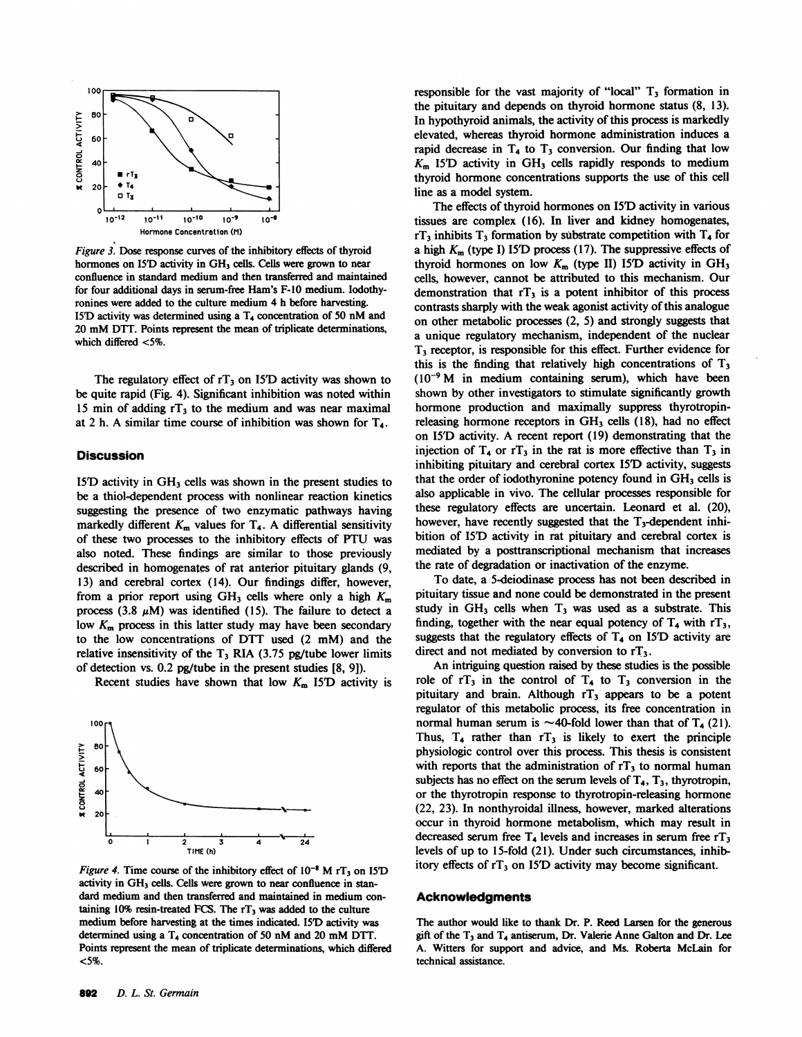*Figure 3.* Dose response curves of the inhibitory effects of thyroid hormones on I5'D activity in $GH_3$ cells. Cells were grown to near confluence in standard medium and then transferred and maintained for four additional days in serum-free Ham's F-10 medium. Iodothyronines were added to the culture medium 4 h before harvesting. I5'D activity was determined using a $T_4$ concentration of 50 nM and 20 mM DTT. Points represent the mean of triplicate determinations, which differed <5%.

The regulatory effect of $rT_3$ on I5'D activity was shown to be quite rapid (Fig. 4). Significant inhibition was noted within 15 min of adding $rT_3$ to the medium and was near maximal at 2 h. A similar time course of inhibition was shown for $T_4$.

## Discussion

I5'D activity in $GH_3$ cells was shown in the present studies to be a thiol-dependent process with nonlinear reaction kinetics suggesting the presence of two enzymatic pathways having markedly different $K_m$ values for $T_4$. A differential sensitivity of these two processes to the inhibitory effects of PTU was also noted. These findings are similar to those previously described in homogenates of rat anterior pituitary glands (9, 13) and cerebral cortex (14). Our findings differ, however, from a prior report using $GH_3$ cells where only a high $K_m$ process (3.8 μM) was identified (15). The failure to detect a low $K_m$ process in this latter study may have been secondary to the low concentrations of DTT used (2 mM) and the relative insensitivity of the $T_3$ RIA (3.75 pg/tube lower limits of detection vs. 0.2 pg/tube in the present studies [8, 9]).

Recent studies have shown that low $K_m$ I5'D activity is responsible for the vast majority of "local" $T_3$ formation in the pituitary and depends on thyroid hormone status (8, 13). In hypothyroid animals, the activity of this process is markedly elevated, whereas thyroid hormone administration induces a rapid decrease in $T_4$ to $T_3$ conversion. Our finding that low $K_m$ I5'D activity in $GH_3$ cells rapidly responds to medium thyroid hormone concentrations supports the use of this cell line as a model system.

*Figure 4.* Time course of the inhibitory effect of $10^{-8}$ M $rT_3$ on I5'D activity in $GH_3$ cells. Cells were grown to near confluence in standard medium and then transferred and maintained in medium containing 10% resin-treated FCS. The $rT_3$ was added to the culture medium before harvesting at the times indicated. I5'D activity was determined using a $T_4$ concentration of 50 nM and 20 mM DTT. Points represent the mean of triplicate determinations, which differed <5%.

The effects of thyroid hormones on I5'D activity in various tissues are complex (16). In liver and kidney homogenates, $rT_3$ inhibits $T_3$ formation by substrate competition with $T_4$ for a high $K_m$ (type I) I5'D process (17). The suppressive effects of thyroid hormones on low $K_m$ (type II) I5'D activity in $GH_3$ cells, however, cannot be attributed to this mechanism. Our demonstration that $rT_3$ is a potent inhibitor of this process contrasts sharply with the weak agonist activity of this analogue on other metabolic processes (2, 5) and strongly suggests that a unique regulatory mechanism, independent of the nuclear $T_3$ receptor, is responsible for this effect. Further evidence for this is the finding that relatively high concentrations of $T_3$ ($10^{-9}$ M in medium containing serum), which have been shown by other investigators to stimulate significantly growth hormone production and maximally suppress thyrotropin-releasing hormone receptors in $GH_3$ cells (18), had no effect on I5'D activity. A recent report (19) demonstrating that the injection of $T_4$ or $rT_3$ in the rat is more effective than $T_3$ in inhibiting pituitary and cerebral cortex I5'D activity, suggests that the order of iodothyronine potency found in $GH_3$ cells is also applicable in vivo. The cellular processes responsible for these regulatory effects are uncertain. Leonard et al. (20), however, have recently suggested that the $T_3$-dependent inhibition of I5'D activity in rat pituitary and cerebral cortex is mediated by a posttranscriptional mechanism that increases the rate of degradation or inactivation of the enzyme.

To date, a 5-deiodinase process has not been described in pituitary tissue and none could be demonstrated in the present study in $GH_3$ cells when $T_3$ was used as a substrate. This finding, together with the near equal potency of $T_4$ with $rT_3$, suggests that the regulatory effects of $T_4$ on I5'D activity are direct and not mediated by conversion to $rT_3$.

An intriguing question raised by these studies is the possible role of $rT_3$ in the control of $T_4$ to $T_3$ conversion in the pituitary and brain. Although $rT_3$ appears to be a potent regulator of this metabolic process, its free concentration in normal human serum is ~40-fold lower than that of $T_4$ (21). Thus, $T_4$ rather than $rT_3$ is likely to exert the principle physiologic control over this process. This thesis is consistent with reports that the administration of $rT_3$ to normal human subjects has no effect on the serum levels of $T_4$, $T_3$, thyrotropin, or the thyrotropin response to thyrotropin-releasing hormone (22, 23). In nonthyroidal illness, however, marked alterations occur in thyroid hormone metabolism, which may result in decreased serum free $T_4$ levels and increases in serum free $rT_3$ levels of up to 15-fold (21). Under such circumstances, inhibitory effects of $rT_3$ on I5'D activity may become significant.

## Acknowledgments

The author would like to thank Dr. P. Reed Larsen for the generous gift of the $T_3$ and $T_4$ antiserum, Dr. Valerie Anne Galton and Dr. Lee A. Witters for support and advice, and Ms. Roberta McLain for technical assistance.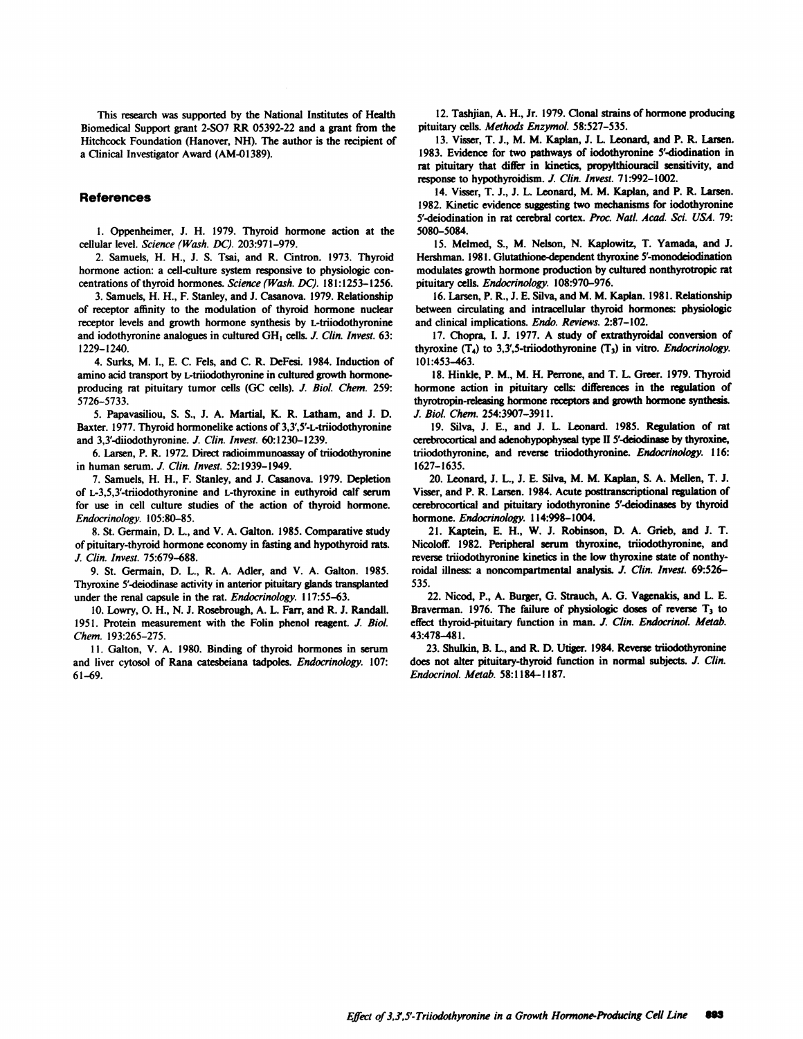This research was supported by the National Institutes of Health Biomedical Support grant 2-SO7 RR 05392-22 and a grant from the Hitchcock Foundation (Hanover, NH). The author is the recipient of a Clinical Investigator Award (AM-01389).

## References

1. Oppenheimer, J. H. 1979. Thyroid hormone action at the cellular level. *Science (Wash. DC).* 203:971–979.

2. Samuels, H. H., J. S. Tsai, and R. Cintron. 1973. Thyroid hormone action: a cell-culture system responsive to physiologic concentrations of thyroid hormones. *Science (Wash. DC).* 181:1253–1256.

3. Samuels, H. H., F. Stanley, and J. Casanova. 1979. Relationship of receptor affinity to the modulation of thyroid hormone nuclear receptor levels and growth hormone synthesis by L-triiodothyronine and iodothyronine analogues in cultured $GH_1$ cells. *J. Clin. Invest.* 63: 1229–1240.

4. Surks, M. I., E. C. Fels, and C. R. DeFesi. 1984. Induction of amino acid transport by L-triiodothyronine in cultured growth hormone-producing rat pituitary tumor cells (GC cells). *J. Biol. Chem.* 259: 5726–5733.

5. Papavasiliou, S. S., J. A. Martial, K. R. Latham, and J. D. Baxter. 1977. Thyroid hormonelike actions of 3,3',5'-L-triiodothyronine and 3,3'-diiodothyronine. *J. Clin. Invest.* 60:1230–1239.

6. Larsen, P. R. 1972. Direct radioimmunoassay of triiodothyronine in human serum. *J. Clin. Invest.* 52:1939–1949.

7. Samuels, H. H., F. Stanley, and J. Casanova. 1979. Depletion of L-3,5,3'-triiodothyronine and L-thyroxine in euthyroid calf serum for use in cell culture studies of the action of thyroid hormone. *Endocrinology.* 105:80–85.

8. St. Germain, D. L., and V. A. Galton. 1985. Comparative study of pituitary-thyroid hormone economy in fasting and hypothyroid rats. *J. Clin. Invest.* 75:679–688.

9. St. Germain, D. L., R. A. Adler, and V. A. Galton. 1985. Thyroxine 5'-deiodinase activity in anterior pituitary glands transplanted under the renal capsule in the rat. *Endocrinology.* 117:55–63.

10. Lowry, O. H., N. J. Rosebrough, A. L. Farr, and R. J. Randall. 1951. Protein measurement with the Folin phenol reagent. *J. Biol. Chem.* 193:265–275.

11. Galton, V. A. 1980. Binding of thyroid hormones in serum and liver cytosol of Rana catesbeiana tadpoles. *Endocrinology.* 107: 61–69.

12. Tashjian, A. H., Jr. 1979. Clonal strains of hormone producing pituitary cells. *Methods Enzymol.* 58:527–535.

13. Visser, T. J., M. M. Kaplan, J. L. Leonard, and P. R. Larsen. 1983. Evidence for two pathways of iodothyronine 5'-diodination in rat pituitary that differ in kinetics, propylthiouracil sensitivity, and response to hypothyroidism. *J. Clin. Invest.* 71:992–1002.

14. Visser, T. J., J. L. Leonard, M. M. Kaplan, and P. R. Larsen. 1982. Kinetic evidence suggesting two mechanisms for iodothyronine 5'-deiodination in rat cerebral cortex. *Proc. Natl. Acad. Sci. USA.* 79: 5080–5084.

15. Melmed, S., M. Nelson, N. Kaplowitz, T. Yamada, and J. Hershman. 1981. Glutathione-dependent thyroxine 5'-monodeiodination modulates growth hormone production by cultured nonthyrotropic rat pituitary cells. *Endocrinology.* 108:970–976.

16. Larsen, P. R., J. E. Silva, and M. M. Kaplan. 1981. Relationship between circulating and intracellular thyroid hormones: physiologic and clinical implications. *Endo. Reviews.* 2:87–102.

17. Chopra, I. J. 1977. A study of extrathyroidal conversion of thyroxine ($T_4$) to 3,3',5-triiodothyronine ($T_3$) in vitro. *Endocrinology.* 101:453–463.

18. Hinkle, P. M., M. H. Perrone, and T. L. Greer. 1979. Thyroid hormone action in pituitary cells: differences in the regulation of thyrotropin-releasing hormone receptors and growth hormone synthesis. *J. Biol. Chem.* 254:3907–3911.

19. Silva, J. E., and J. L. Leonard. 1985. Regulation of rat cerebrocortical and adenohypophyseal type II 5'-deiodinase by thyroxine, triiodothyronine, and reverse triiodothyronine. *Endocrinology.* 116: 1627–1635.

20. Leonard, J. L., J. E. Silva, M. M. Kaplan, S. A. Mellen, T. J. Visser, and P. R. Larsen. 1984. Acute posttranscriptional regulation of cerebrocortical and pituitary iodothyronine 5'-deiodinases by thyroid hormone. *Endocrinology.* 114:998–1004.

21. Kaptein, E. H., W. J. Robinson, D. A. Grieb, and J. T. Nicoloff. 1982. Peripheral serum thyroxine, triiodothyronine, and reverse triiodothyronine kinetics in the low thyroxine state of nonthyroidal illness: a noncompartmental analysis. *J. Clin. Invest.* 69:526–535.

22. Nicod, P., A. Burger, G. Strauch, A. G. Vagenakis, and L. E. Braverman. 1976. The failure of physiologic doses of reverse $T_3$ to effect thyroid-pituitary function in man. *J. Clin. Endocrinol. Metab.* 43:478–481.

23. Shulkin, B. L., and R. D. Utiger. 1984. Reverse triiodothyronine does not alter pituitary-thyroid function in normal subjects. *J. Clin. Endocrinol. Metab.* 58:1184–1187.